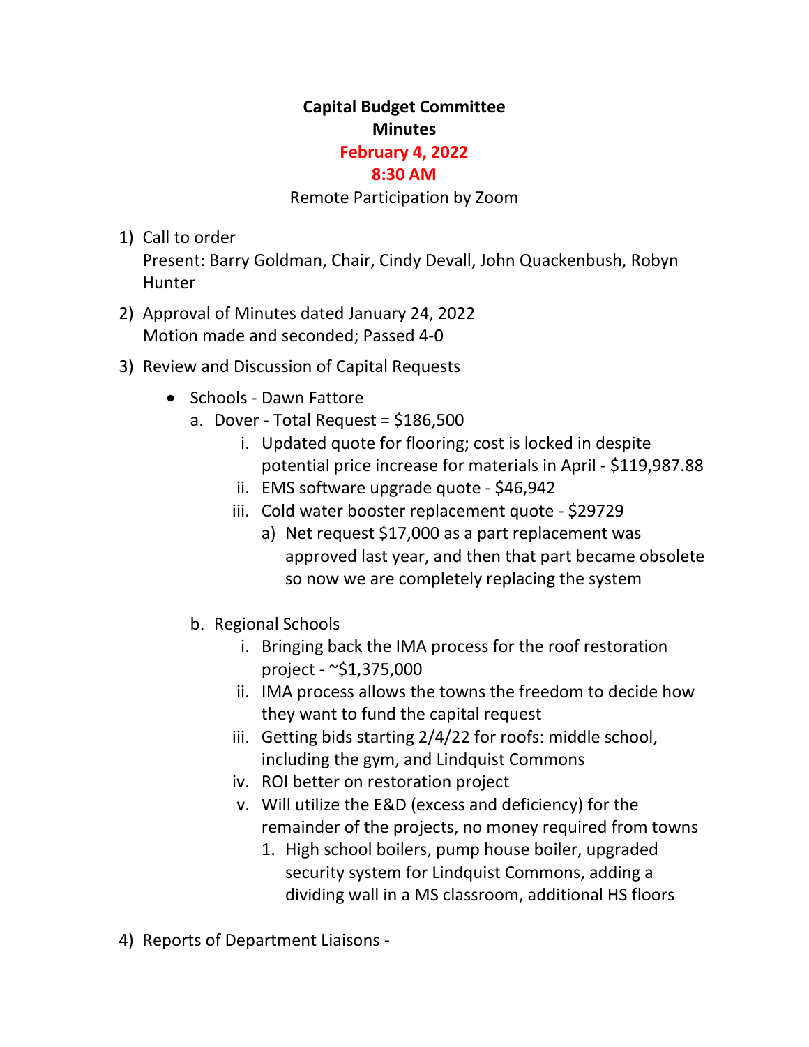**Capital Budget Committee**
**Minutes**
**February 4, 2022**
**8:30 AM**
Remote Participation by Zoom

1) Call to order
   Present: Barry Goldman, Chair, Cindy Devall, John Quackenbush, Robyn Hunter

2) Approval of Minutes dated January 24, 2022
   Motion made and seconded; Passed 4-0

3) Review and Discussion of Capital Requests

   - Schools - Dawn Fattore
     a. Dover - Total Request = $186,500
        i. Updated quote for flooring; cost is locked in despite potential price increase for materials in April - $119,987.88
        ii. EMS software upgrade quote - $46,942
        iii. Cold water booster replacement quote - $29729
           a) Net request $17,000 as a part replacement was approved last year, and then that part became obsolete so now we are completely replacing the system

     b. Regional Schools
        i. Bringing back the IMA process for the roof restoration project - ~$1,375,000
        ii. IMA process allows the towns the freedom to decide how they want to fund the capital request
        iii. Getting bids starting 2/4/22 for roofs: middle school, including the gym, and Lindquist Commons
        iv. ROI better on restoration project
        v. Will utilize the E&D (excess and deficiency) for the remainder of the projects, no money required from towns
           1. High school boilers, pump house boiler, upgraded security system for Lindquist Commons, adding a dividing wall in a MS classroom, additional HS floors

4) Reports of Department Liaisons -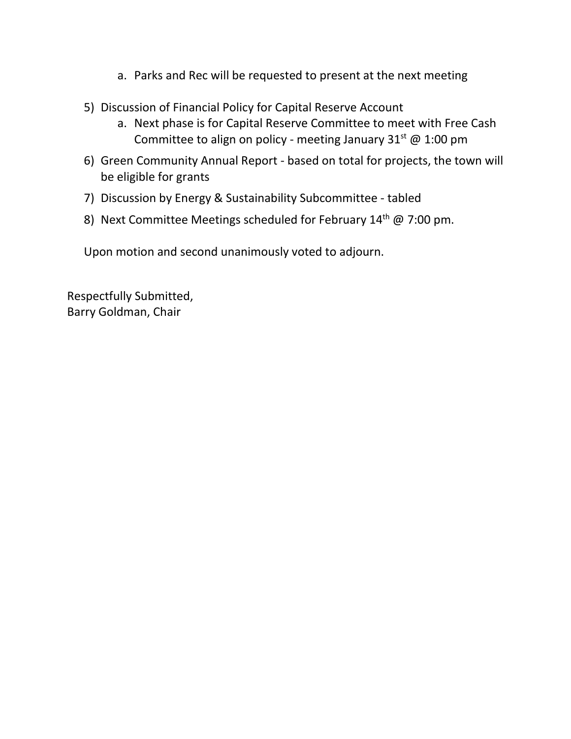a. Parks and Rec will be requested to present at the next meeting

5) Discussion of Financial Policy for Capital Reserve Account
   a. Next phase is for Capital Reserve Committee to meet with Free Cash Committee to align on policy - meeting January 31st @ 1:00 pm
6) Green Community Annual Report - based on total for projects, the town will be eligible for grants
7) Discussion by Energy & Sustainability Subcommittee - tabled
8) Next Committee Meetings scheduled for February 14th @ 7:00 pm.

Upon motion and second unanimously voted to adjourn.

Respectfully Submitted,
Barry Goldman, Chair